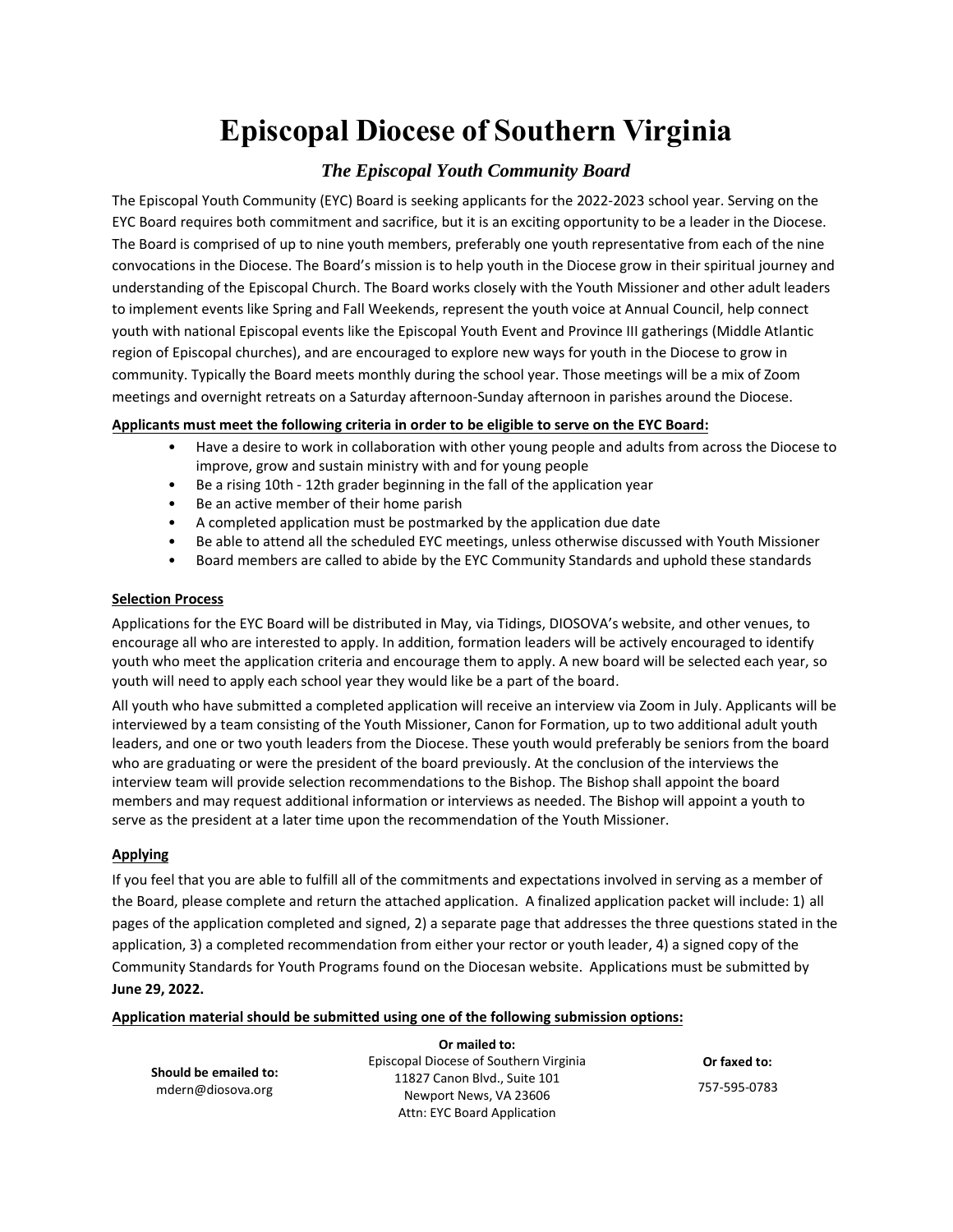# Episcopal Diocese of Southern Virginia

## *The Episcopal Youth Community Board*

The Episcopal Youth Community (EYC) Board is seeking applicants for the 2022-2023 school year. Serving on the EYC Board requires both commitment and sacrifice, but it is an exciting opportunity to be a leader in the Diocese. The Board is comprised of up to nine youth members, preferably one youth representative from each of the nine convocations in the Diocese. The Board's mission is to help youth in the Diocese grow in their spiritual journey and understanding of the Episcopal Church. The Board works closely with the Youth Missioner and other adult leaders to implement events like Spring and Fall Weekends, represent the youth voice at Annual Council, help connect youth with national Episcopal events like the Episcopal Youth Event and Province III gatherings (Middle Atlantic region of Episcopal churches), and are encouraged to explore new ways for youth in the Diocese to grow in community. Typically the Board meets monthly during the school year. Those meetings will be a mix of Zoom meetings and overnight retreats on a Saturday afternoon-Sunday afternoon in parishes around the Diocese.

**Applicants must meet the following criteria in order to be eligible to serve on the EYC Board:**

- Have a desire to work in collaboration with other young people and adults from across the Diocese to improve, grow and sustain ministry with and for young people
- Be a rising 10th - 12th grader beginning in the fall of the application year
- Be an active member of their home parish
- A completed application must be postmarked by the application due date
- Be able to attend all the scheduled EYC meetings, unless otherwise discussed with Youth Missioner
- Board members are called to abide by the EYC Community Standards and uphold these standards

### Selection Process

Applications for the EYC Board will be distributed in May, via Tidings, DIOSOVA's website, and other venues, to encourage all who are interested to apply. In addition, formation leaders will be actively encouraged to identify youth who meet the application criteria and encourage them to apply. A new board will be selected each year, so youth will need to apply each school year they would like be a part of the board.

All youth who have submitted a completed application will receive an interview via Zoom in July. Applicants will be interviewed by a team consisting of the Youth Missioner, Canon for Formation, up to two additional adult youth leaders, and one or two youth leaders from the Diocese. These youth would preferably be seniors from the board who are graduating or were the president of the board previously. At the conclusion of the interviews the interview team will provide selection recommendations to the Bishop. The Bishop shall appoint the board members and may request additional information or interviews as needed. The Bishop will appoint a youth to serve as the president at a later time upon the recommendation of the Youth Missioner.

### Applying

If you feel that you are able to fulfill all of the commitments and expectations involved in serving as a member of the Board, please complete and return the attached application. A finalized application packet will include: 1) all pages of the application completed and signed, 2) a separate page that addresses the three questions stated in the application, 3) a completed recommendation from either your rector or youth leader, 4) a signed copy of the Community Standards for Youth Programs found on the Diocesan website. Applications must be submitted by **June 29, 2022.**

**Application material should be submitted using one of the following submission options:**

**Should be emailed to:**
mdern@diosova.org

**Or mailed to:**
Episcopal Diocese of Southern Virginia
11827 Canon Blvd., Suite 101
Newport News, VA 23606
Attn: EYC Board Application

**Or faxed to:**
757-595-0783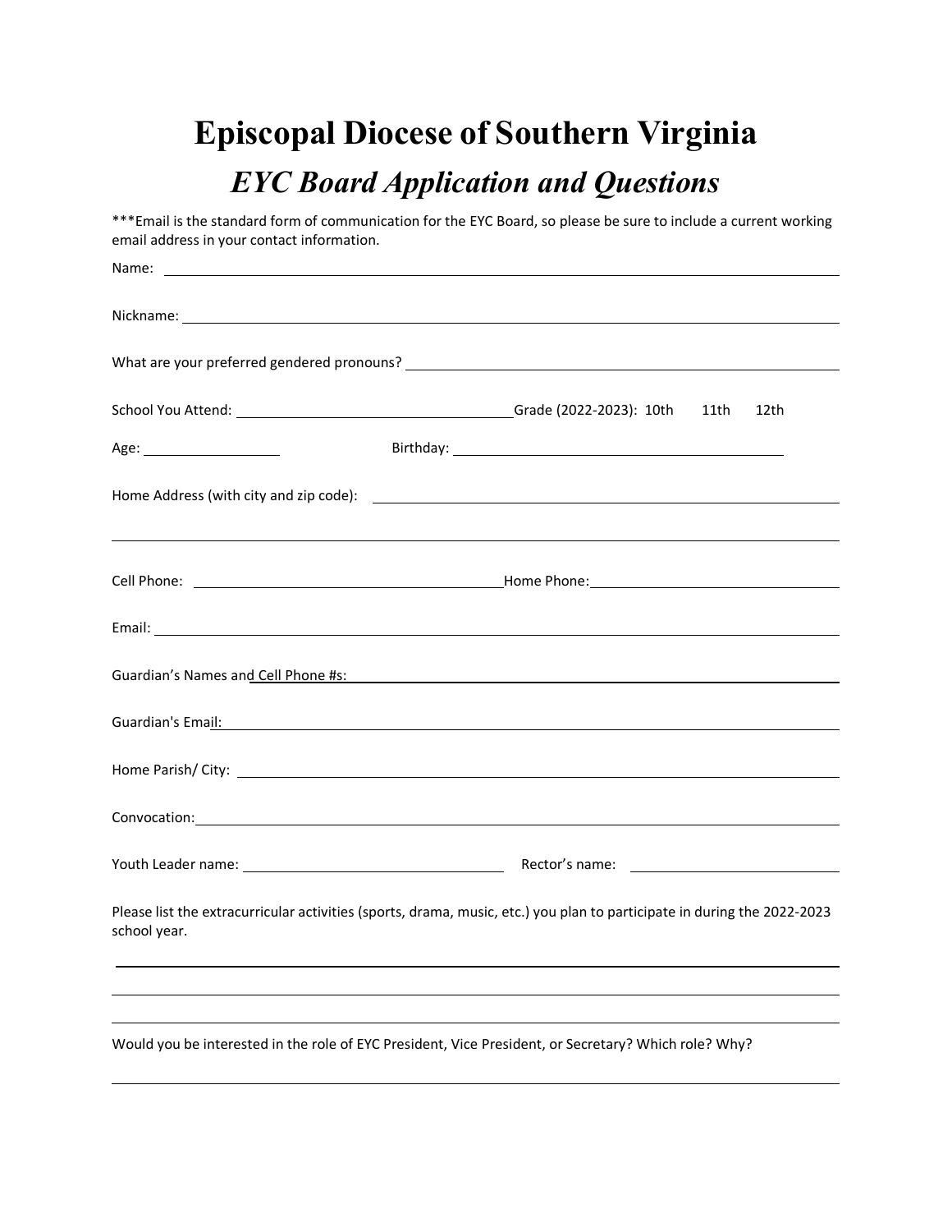# Episcopal Diocese of Southern Virginia

## *EYC Board Application and Questions*

***Email is the standard form of communication for the EYC Board, so please be sure to include a current working email address in your contact information.

Name: ______________________________________________

Nickname: ______________________________________________

What are your preferred gendered pronouns? ______________________________

School You Attend: ______________________ Grade (2022-2023): 10th 11th 12th

Age: __________ Birthday: ______________________

Home Address (with city and zip code): ______________________________

______________________________________________

Cell Phone: ______________________ Home Phone: ______________________

Email: ______________________________________________

Guardian's Names and Cell Phone #s: ______________________________

Guardian's Email: ______________________________________________

Home Parish/ City: ______________________________________________

Convocation: ______________________________________________

Youth Leader name: ______________________ Rector's name: ______________________

Please list the extracurricular activities (sports, drama, music, etc.) you plan to participate in during the 2022-2023 school year.

______________________________________________

______________________________________________

______________________________________________

Would you be interested in the role of EYC President, Vice President, or Secretary? Which role? Why?

______________________________________________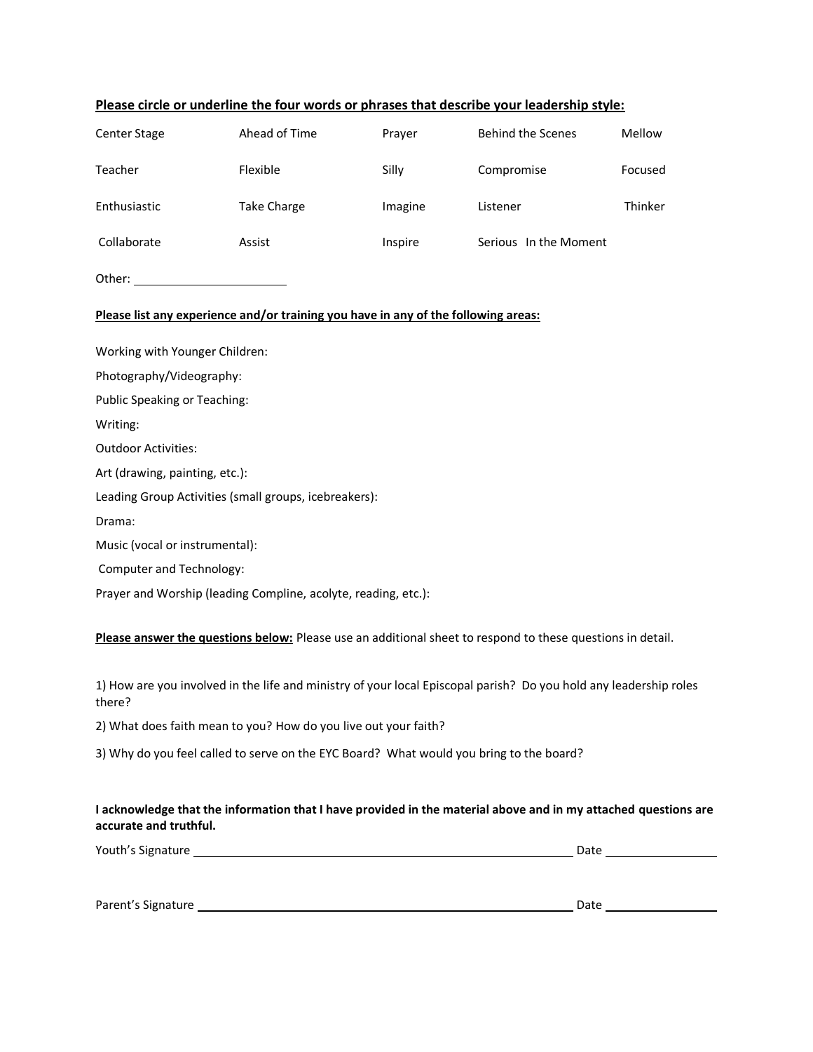**<u>Please circle or underline the four words or phrases that describe your leadership style:</u>**

| | | | | |
|---|---|---|---|---|
| Center Stage | Ahead of Time | Prayer | Behind the Scenes | Mellow |
| Teacher | Flexible | Silly | Compromise | Focused |
| Enthusiastic | Take Charge | Imagine | Listener | Thinker |
| Collaborate | Assist | Inspire | Serious In the Moment | |

Other: ______________________

**<u>Please list any experience and/or training you have in any of the following areas:</u>**

Working with Younger Children:

Photography/Videography:

Public Speaking or Teaching:

Writing:

Outdoor Activities:

Art (drawing, painting, etc.):

Leading Group Activities (small groups, icebreakers):

Drama:

Music (vocal or instrumental):

Computer and Technology:

Prayer and Worship (leading Compline, acolyte, reading, etc.):

**<u>Please answer the questions below:</u>** Please use an additional sheet to respond to these questions in detail.

1) How are you involved in the life and ministry of your local Episcopal parish? Do you hold any leadership roles there?

2) What does faith mean to you? How do you live out your faith?

3) Why do you feel called to serve on the EYC Board? What would you bring to the board?

**I acknowledge that the information that I have provided in the material above and in my attached questions are accurate and truthful.**

Youth's Signature ________________________________________ Date ______________

Parent's Signature ________________________________________ Date ______________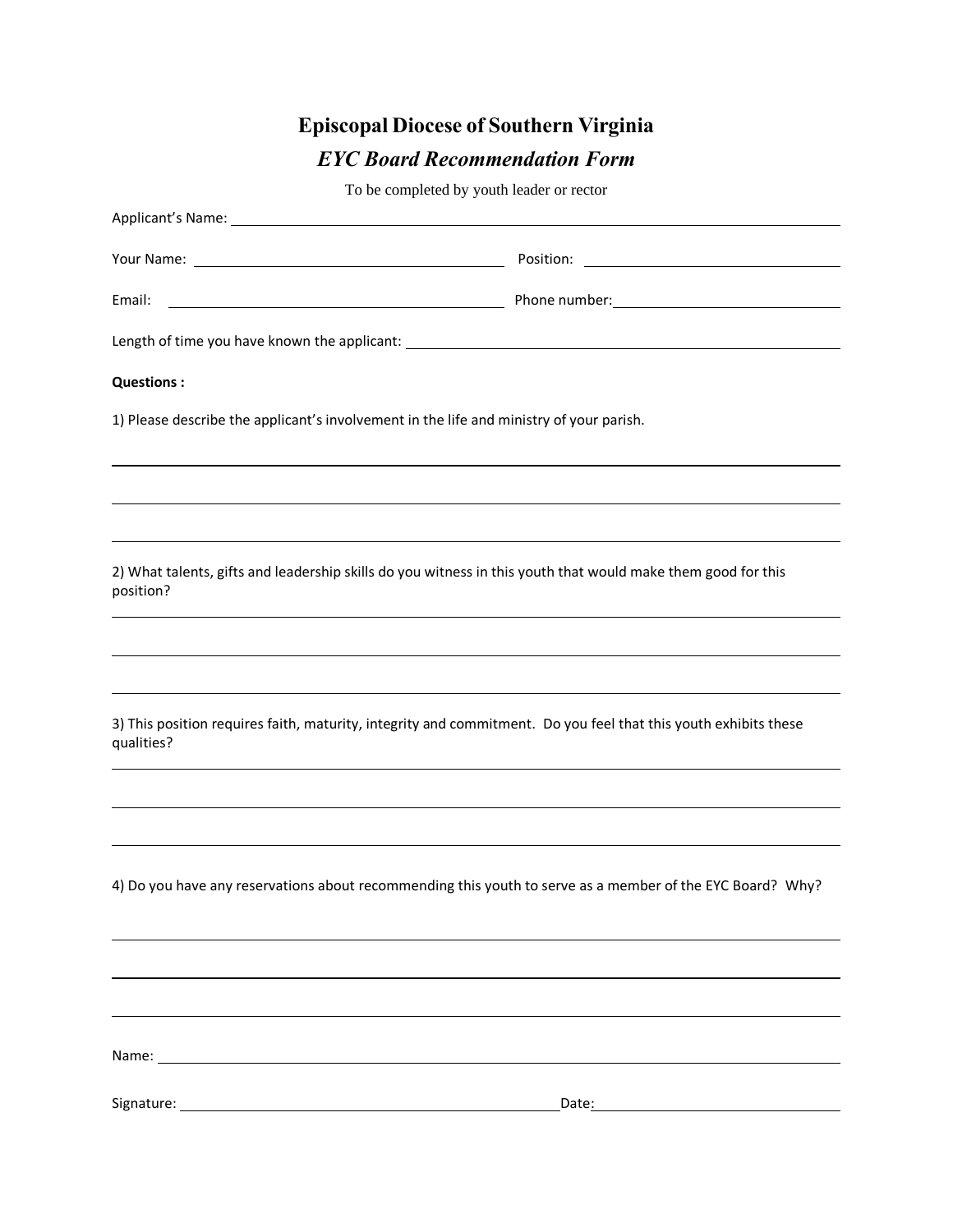# Episcopal Diocese of Southern Virginia

## *EYC Board Recommendation Form*

To be completed by youth leader or rector

Applicant's Name: ____________________

Your Name: ____________________ Position: ____________________

Email: ____________________ Phone number: ____________________

Length of time you have known the applicant: ____________________

**Questions :**

1) Please describe the applicant's involvement in the life and ministry of your parish.

____________________

____________________

____________________

2) What talents, gifts and leadership skills do you witness in this youth that would make them good for this position?

____________________

____________________

____________________

3) This position requires faith, maturity, integrity and commitment. Do you feel that this youth exhibits these qualities?

____________________

____________________

____________________

4) Do you have any reservations about recommending this youth to serve as a member of the EYC Board? Why?

____________________

____________________

____________________

Name: ____________________

Signature: ____________________ Date: ____________________